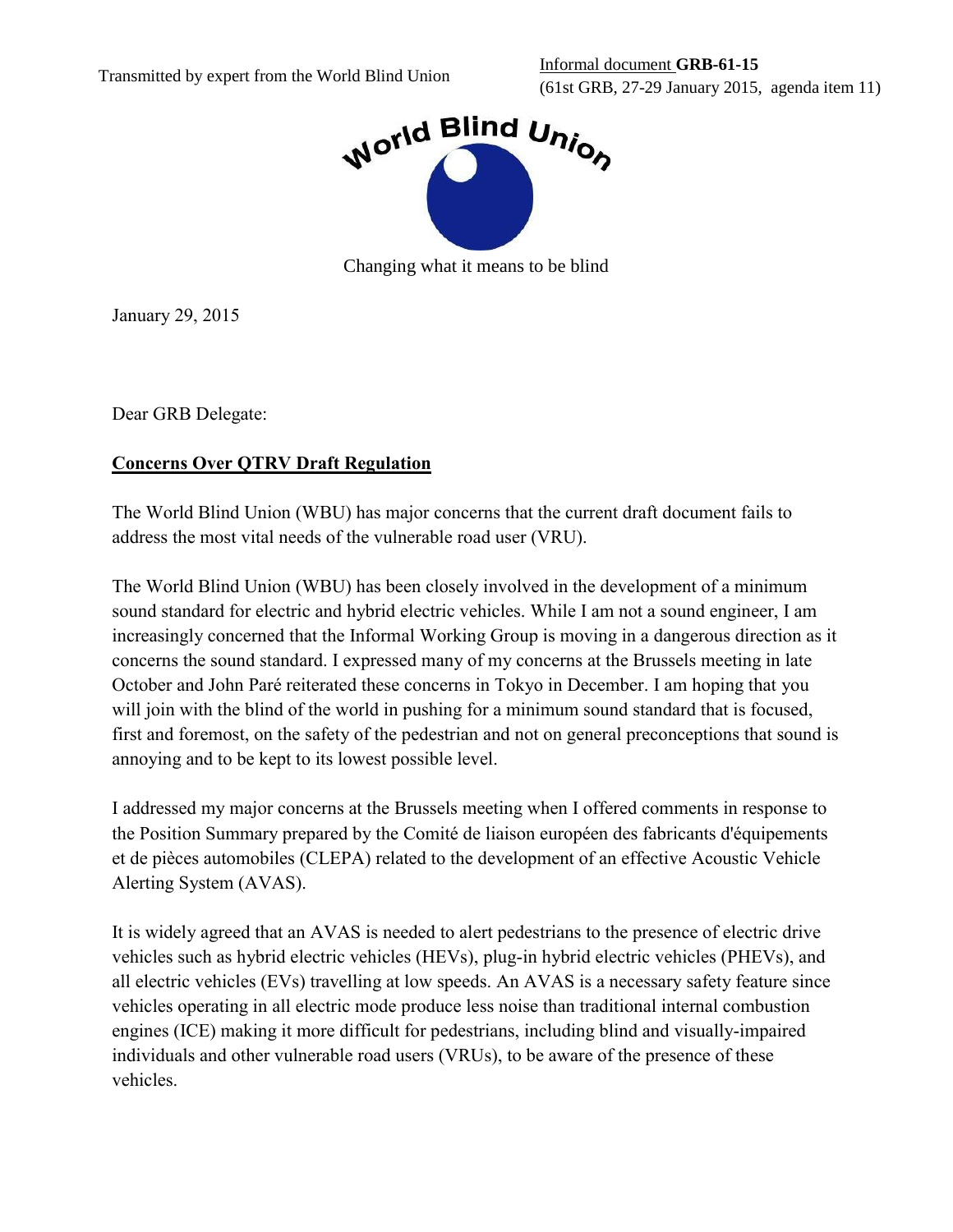Transmitted by expert from the World Blind Union

Informal document **GRB-61-15**
(61st GRB, 27-29 January 2015, agenda item 11)

World Blind Union

Changing what it means to be blind

January 29, 2015

Dear GRB Delegate:

**Concerns Over QTRV Draft Regulation**

The World Blind Union (WBU) has major concerns that the current draft document fails to address the most vital needs of the vulnerable road user (VRU).

The World Blind Union (WBU) has been closely involved in the development of a minimum sound standard for electric and hybrid electric vehicles. While I am not a sound engineer, I am increasingly concerned that the Informal Working Group is moving in a dangerous direction as it concerns the sound standard. I expressed many of my concerns at the Brussels meeting in late October and John Paré reiterated these concerns in Tokyo in December. I am hoping that you will join with the blind of the world in pushing for a minimum sound standard that is focused, first and foremost, on the safety of the pedestrian and not on general preconceptions that sound is annoying and to be kept to its lowest possible level.

I addressed my major concerns at the Brussels meeting when I offered comments in response to the Position Summary prepared by the Comité de liaison européen des fabricants d'équipements et de pièces automobiles (CLEPA) related to the development of an effective Acoustic Vehicle Alerting System (AVAS).

It is widely agreed that an AVAS is needed to alert pedestrians to the presence of electric drive vehicles such as hybrid electric vehicles (HEVs), plug-in hybrid electric vehicles (PHEVs), and all electric vehicles (EVs) travelling at low speeds. An AVAS is a necessary safety feature since vehicles operating in all electric mode produce less noise than traditional internal combustion engines (ICE) making it more difficult for pedestrians, including blind and visually-impaired individuals and other vulnerable road users (VRUs), to be aware of the presence of these vehicles.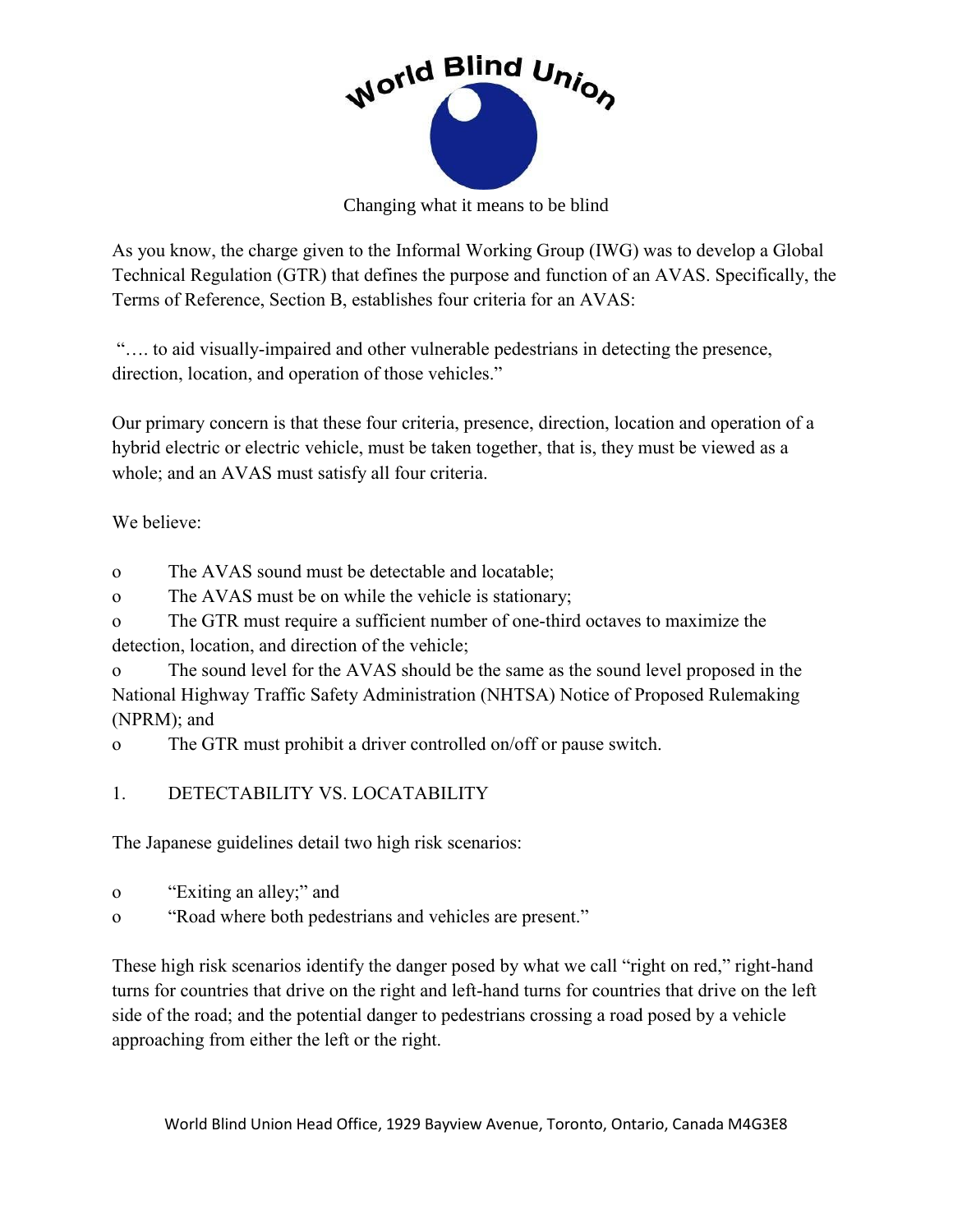Changing what it means to be blind

As you know, the charge given to the Informal Working Group (IWG) was to develop a Global Technical Regulation (GTR) that defines the purpose and function of an AVAS. Specifically, the Terms of Reference, Section B, establishes four criteria for an AVAS:

"…. to aid visually-impaired and other vulnerable pedestrians in detecting the presence, direction, location, and operation of those vehicles."

Our primary concern is that these four criteria, presence, direction, location and operation of a hybrid electric or electric vehicle, must be taken together, that is, they must be viewed as a whole; and an AVAS must satisfy all four criteria.

We believe:

- The AVAS sound must be detectable and locatable;
- The AVAS must be on while the vehicle is stationary;
- The GTR must require a sufficient number of one-third octaves to maximize the detection, location, and direction of the vehicle;
- The sound level for the AVAS should be the same as the sound level proposed in the National Highway Traffic Safety Administration (NHTSA) Notice of Proposed Rulemaking (NPRM); and
- The GTR must prohibit a driver controlled on/off or pause switch.

## 1. DETECTABILITY VS. LOCATABILITY

The Japanese guidelines detail two high risk scenarios:

- "Exiting an alley;" and
- "Road where both pedestrians and vehicles are present."

These high risk scenarios identify the danger posed by what we call "right on red," right-hand turns for countries that drive on the right and left-hand turns for countries that drive on the left side of the road; and the potential danger to pedestrians crossing a road posed by a vehicle approaching from either the left or the right.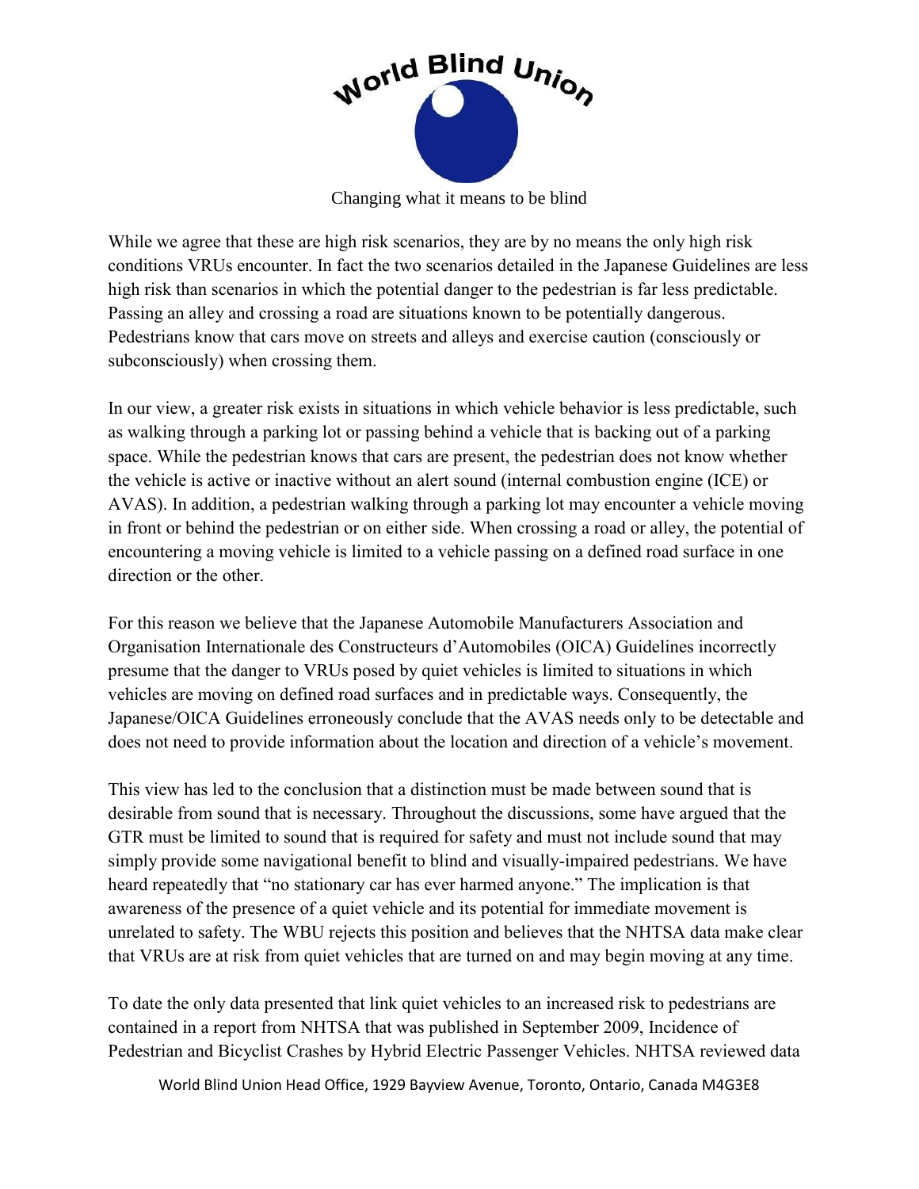While we agree that these are high risk scenarios, they are by no means the only high risk conditions VRUs encounter. In fact the two scenarios detailed in the Japanese Guidelines are less high risk than scenarios in which the potential danger to the pedestrian is far less predictable. Passing an alley and crossing a road are situations known to be potentially dangerous. Pedestrians know that cars move on streets and alleys and exercise caution (consciously or subconsciously) when crossing them.

In our view, a greater risk exists in situations in which vehicle behavior is less predictable, such as walking through a parking lot or passing behind a vehicle that is backing out of a parking space. While the pedestrian knows that cars are present, the pedestrian does not know whether the vehicle is active or inactive without an alert sound (internal combustion engine (ICE) or AVAS). In addition, a pedestrian walking through a parking lot may encounter a vehicle moving in front or behind the pedestrian or on either side. When crossing a road or alley, the potential of encountering a moving vehicle is limited to a vehicle passing on a defined road surface in one direction or the other.

For this reason we believe that the Japanese Automobile Manufacturers Association and Organisation Internationale des Constructeurs d'Automobiles (OICA) Guidelines incorrectly presume that the danger to VRUs posed by quiet vehicles is limited to situations in which vehicles are moving on defined road surfaces and in predictable ways. Consequently, the Japanese/OICA Guidelines erroneously conclude that the AVAS needs only to be detectable and does not need to provide information about the location and direction of a vehicle's movement.

This view has led to the conclusion that a distinction must be made between sound that is desirable from sound that is necessary. Throughout the discussions, some have argued that the GTR must be limited to sound that is required for safety and must not include sound that may simply provide some navigational benefit to blind and visually-impaired pedestrians. We have heard repeatedly that "no stationary car has ever harmed anyone." The implication is that awareness of the presence of a quiet vehicle and its potential for immediate movement is unrelated to safety. The WBU rejects this position and believes that the NHTSA data make clear that VRUs are at risk from quiet vehicles that are turned on and may begin moving at any time.

To date the only data presented that link quiet vehicles to an increased risk to pedestrians are contained in a report from NHTSA that was published in September 2009, Incidence of Pedestrian and Bicyclist Crashes by Hybrid Electric Passenger Vehicles. NHTSA reviewed data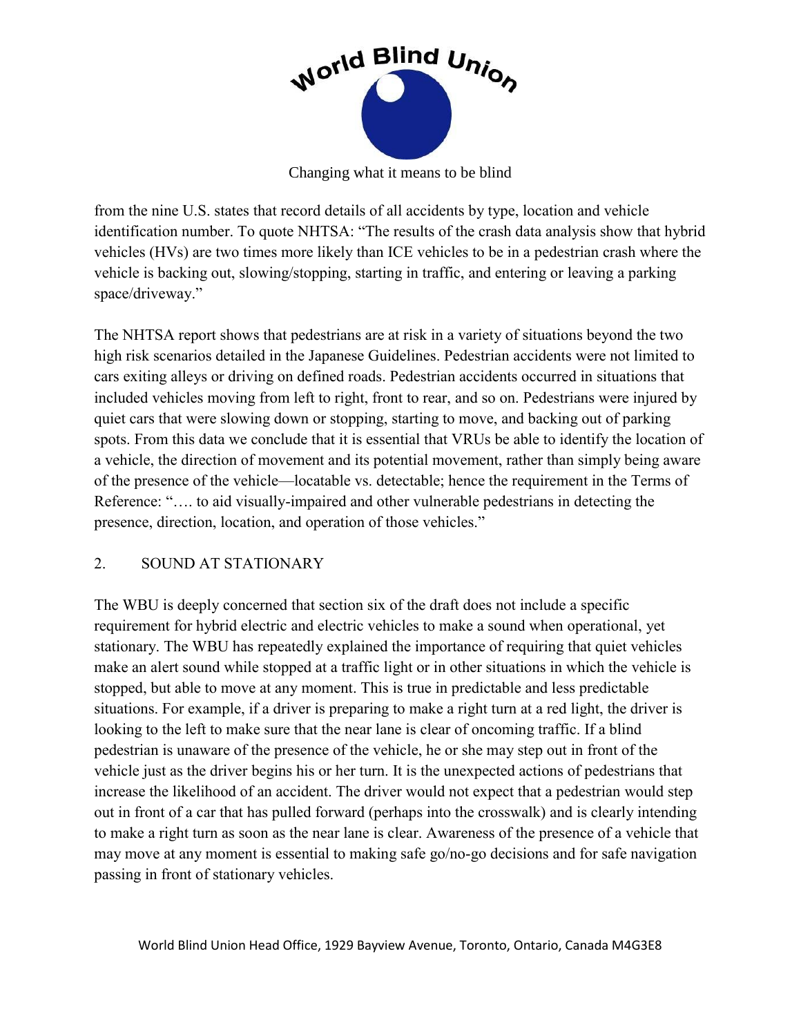from the nine U.S. states that record details of all accidents by type, location and vehicle identification number. To quote NHTSA: "The results of the crash data analysis show that hybrid vehicles (HVs) are two times more likely than ICE vehicles to be in a pedestrian crash where the vehicle is backing out, slowing/stopping, starting in traffic, and entering or leaving a parking space/driveway."

The NHTSA report shows that pedestrians are at risk in a variety of situations beyond the two high risk scenarios detailed in the Japanese Guidelines. Pedestrian accidents were not limited to cars exiting alleys or driving on defined roads. Pedestrian accidents occurred in situations that included vehicles moving from left to right, front to rear, and so on. Pedestrians were injured by quiet cars that were slowing down or stopping, starting to move, and backing out of parking spots. From this data we conclude that it is essential that VRUs be able to identify the location of a vehicle, the direction of movement and its potential movement, rather than simply being aware of the presence of the vehicle—locatable vs. detectable; hence the requirement in the Terms of Reference: "…. to aid visually-impaired and other vulnerable pedestrians in detecting the presence, direction, location, and operation of those vehicles."

## 2. SOUND AT STATIONARY

The WBU is deeply concerned that section six of the draft does not include a specific requirement for hybrid electric and electric vehicles to make a sound when operational, yet stationary. The WBU has repeatedly explained the importance of requiring that quiet vehicles make an alert sound while stopped at a traffic light or in other situations in which the vehicle is stopped, but able to move at any moment. This is true in predictable and less predictable situations. For example, if a driver is preparing to make a right turn at a red light, the driver is looking to the left to make sure that the near lane is clear of oncoming traffic. If a blind pedestrian is unaware of the presence of the vehicle, he or she may step out in front of the vehicle just as the driver begins his or her turn. It is the unexpected actions of pedestrians that increase the likelihood of an accident. The driver would not expect that a pedestrian would step out in front of a car that has pulled forward (perhaps into the crosswalk) and is clearly intending to make a right turn as soon as the near lane is clear. Awareness of the presence of a vehicle that may move at any moment is essential to making safe go/no-go decisions and for safe navigation passing in front of stationary vehicles.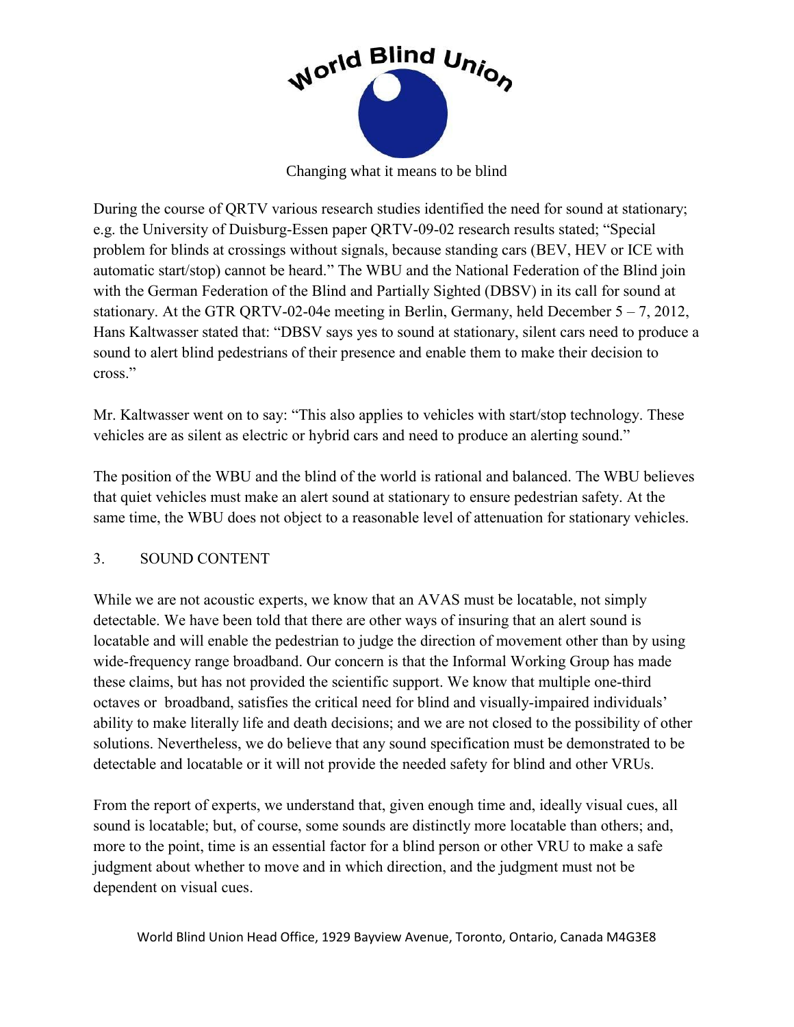During the course of QRTV various research studies identified the need for sound at stationary; e.g. the University of Duisburg-Essen paper QRTV-09-02 research results stated; "Special problem for blinds at crossings without signals, because standing cars (BEV, HEV or ICE with automatic start/stop) cannot be heard." The WBU and the National Federation of the Blind join with the German Federation of the Blind and Partially Sighted (DBSV) in its call for sound at stationary. At the GTR QRTV-02-04e meeting in Berlin, Germany, held December 5 – 7, 2012, Hans Kaltwasser stated that: "DBSV says yes to sound at stationary, silent cars need to produce a sound to alert blind pedestrians of their presence and enable them to make their decision to cross."

Mr. Kaltwasser went on to say: "This also applies to vehicles with start/stop technology. These vehicles are as silent as electric or hybrid cars and need to produce an alerting sound."

The position of the WBU and the blind of the world is rational and balanced. The WBU believes that quiet vehicles must make an alert sound at stationary to ensure pedestrian safety. At the same time, the WBU does not object to a reasonable level of attenuation for stationary vehicles.

## 3. SOUND CONTENT

While we are not acoustic experts, we know that an AVAS must be locatable, not simply detectable. We have been told that there are other ways of insuring that an alert sound is locatable and will enable the pedestrian to judge the direction of movement other than by using wide-frequency range broadband. Our concern is that the Informal Working Group has made these claims, but has not provided the scientific support. We know that multiple one-third octaves or broadband, satisfies the critical need for blind and visually-impaired individuals' ability to make literally life and death decisions; and we are not closed to the possibility of other solutions. Nevertheless, we do believe that any sound specification must be demonstrated to be detectable and locatable or it will not provide the needed safety for blind and other VRUs.

From the report of experts, we understand that, given enough time and, ideally visual cues, all sound is locatable; but, of course, some sounds are distinctly more locatable than others; and, more to the point, time is an essential factor for a blind person or other VRU to make a safe judgment about whether to move and in which direction, and the judgment must not be dependent on visual cues.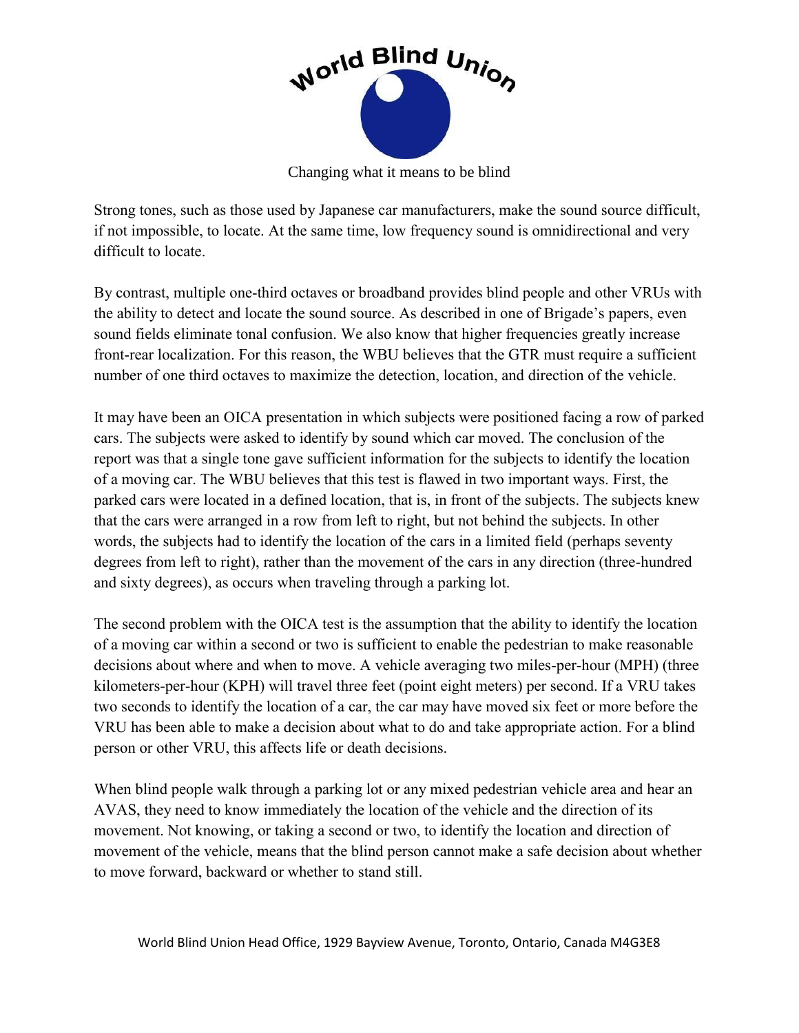Strong tones, such as those used by Japanese car manufacturers, make the sound source difficult, if not impossible, to locate. At the same time, low frequency sound is omnidirectional and very difficult to locate.

By contrast, multiple one-third octaves or broadband provides blind people and other VRUs with the ability to detect and locate the sound source. As described in one of Brigade's papers, even sound fields eliminate tonal confusion. We also know that higher frequencies greatly increase front-rear localization. For this reason, the WBU believes that the GTR must require a sufficient number of one third octaves to maximize the detection, location, and direction of the vehicle.

It may have been an OICA presentation in which subjects were positioned facing a row of parked cars. The subjects were asked to identify by sound which car moved. The conclusion of the report was that a single tone gave sufficient information for the subjects to identify the location of a moving car. The WBU believes that this test is flawed in two important ways. First, the parked cars were located in a defined location, that is, in front of the subjects. The subjects knew that the cars were arranged in a row from left to right, but not behind the subjects. In other words, the subjects had to identify the location of the cars in a limited field (perhaps seventy degrees from left to right), rather than the movement of the cars in any direction (three-hundred and sixty degrees), as occurs when traveling through a parking lot.

The second problem with the OICA test is the assumption that the ability to identify the location of a moving car within a second or two is sufficient to enable the pedestrian to make reasonable decisions about where and when to move. A vehicle averaging two miles-per-hour (MPH) (three kilometers-per-hour (KPH) will travel three feet (point eight meters) per second. If a VRU takes two seconds to identify the location of a car, the car may have moved six feet or more before the VRU has been able to make a decision about what to do and take appropriate action. For a blind person or other VRU, this affects life or death decisions.

When blind people walk through a parking lot or any mixed pedestrian vehicle area and hear an AVAS, they need to know immediately the location of the vehicle and the direction of its movement. Not knowing, or taking a second or two, to identify the location and direction of movement of the vehicle, means that the blind person cannot make a safe decision about whether to move forward, backward or whether to stand still.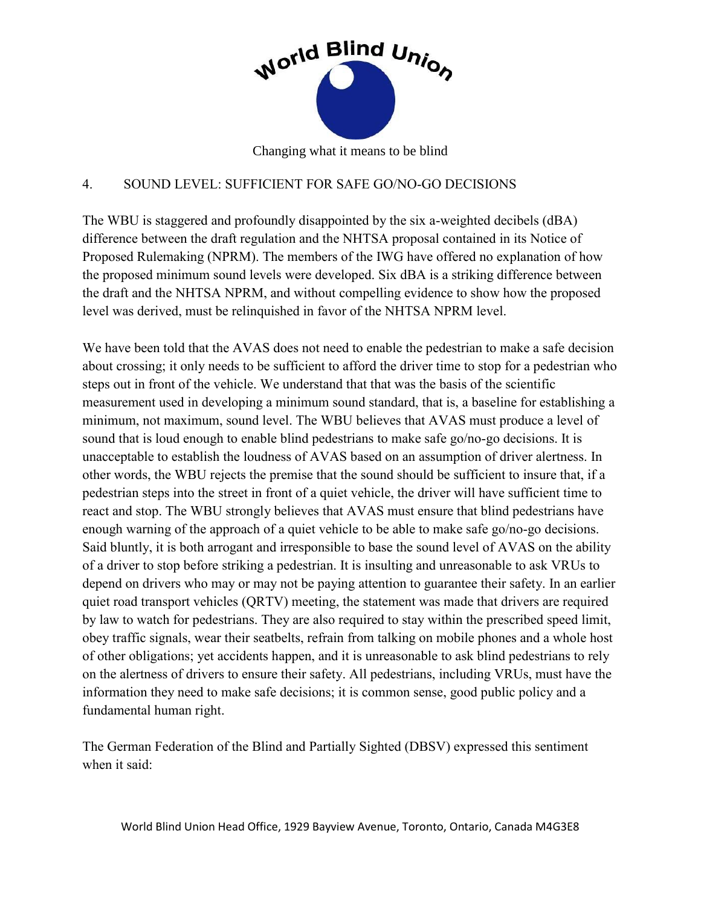## 4. SOUND LEVEL: SUFFICIENT FOR SAFE GO/NO-GO DECISIONS

The WBU is staggered and profoundly disappointed by the six a-weighted decibels (dBA) difference between the draft regulation and the NHTSA proposal contained in its Notice of Proposed Rulemaking (NPRM). The members of the IWG have offered no explanation of how the proposed minimum sound levels were developed. Six dBA is a striking difference between the draft and the NHTSA NPRM, and without compelling evidence to show how the proposed level was derived, must be relinquished in favor of the NHTSA NPRM level.

We have been told that the AVAS does not need to enable the pedestrian to make a safe decision about crossing; it only needs to be sufficient to afford the driver time to stop for a pedestrian who steps out in front of the vehicle. We understand that that was the basis of the scientific measurement used in developing a minimum sound standard, that is, a baseline for establishing a minimum, not maximum, sound level. The WBU believes that AVAS must produce a level of sound that is loud enough to enable blind pedestrians to make safe go/no-go decisions. It is unacceptable to establish the loudness of AVAS based on an assumption of driver alertness. In other words, the WBU rejects the premise that the sound should be sufficient to insure that, if a pedestrian steps into the street in front of a quiet vehicle, the driver will have sufficient time to react and stop. The WBU strongly believes that AVAS must ensure that blind pedestrians have enough warning of the approach of a quiet vehicle to be able to make safe go/no-go decisions. Said bluntly, it is both arrogant and irresponsible to base the sound level of AVAS on the ability of a driver to stop before striking a pedestrian. It is insulting and unreasonable to ask VRUs to depend on drivers who may or may not be paying attention to guarantee their safety. In an earlier quiet road transport vehicles (QRTV) meeting, the statement was made that drivers are required by law to watch for pedestrians. They are also required to stay within the prescribed speed limit, obey traffic signals, wear their seatbelts, refrain from talking on mobile phones and a whole host of other obligations; yet accidents happen, and it is unreasonable to ask blind pedestrians to rely on the alertness of drivers to ensure their safety. All pedestrians, including VRUs, must have the information they need to make safe decisions; it is common sense, good public policy and a fundamental human right.

The German Federation of the Blind and Partially Sighted (DBSV) expressed this sentiment when it said: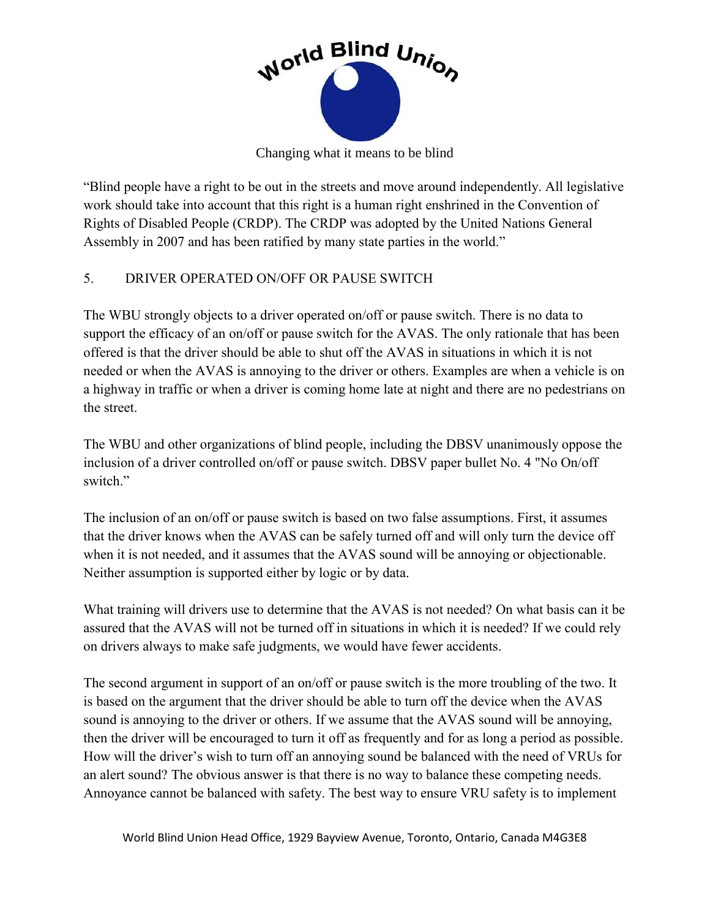“Blind people have a right to be out in the streets and move around independently. All legislative work should take into account that this right is a human right enshrined in the Convention of Rights of Disabled People (CRDP). The CRDP was adopted by the United Nations General Assembly in 2007 and has been ratified by many state parties in the world.”

## 5. DRIVER OPERATED ON/OFF OR PAUSE SWITCH

The WBU strongly objects to a driver operated on/off or pause switch. There is no data to support the efficacy of an on/off or pause switch for the AVAS. The only rationale that has been offered is that the driver should be able to shut off the AVAS in situations in which it is not needed or when the AVAS is annoying to the driver or others. Examples are when a vehicle is on a highway in traffic or when a driver is coming home late at night and there are no pedestrians on the street.

The WBU and other organizations of blind people, including the DBSV unanimously oppose the inclusion of a driver controlled on/off or pause switch. DBSV paper bullet No. 4 "No On/off switch.”

The inclusion of an on/off or pause switch is based on two false assumptions. First, it assumes that the driver knows when the AVAS can be safely turned off and will only turn the device off when it is not needed, and it assumes that the AVAS sound will be annoying or objectionable. Neither assumption is supported either by logic or by data.

What training will drivers use to determine that the AVAS is not needed? On what basis can it be assured that the AVAS will not be turned off in situations in which it is needed? If we could rely on drivers always to make safe judgments, we would have fewer accidents.

The second argument in support of an on/off or pause switch is the more troubling of the two. It is based on the argument that the driver should be able to turn off the device when the AVAS sound is annoying to the driver or others. If we assume that the AVAS sound will be annoying, then the driver will be encouraged to turn it off as frequently and for as long a period as possible. How will the driver’s wish to turn off an annoying sound be balanced with the need of VRUs for an alert sound? The obvious answer is that there is no way to balance these competing needs. Annoyance cannot be balanced with safety. The best way to ensure VRU safety is to implement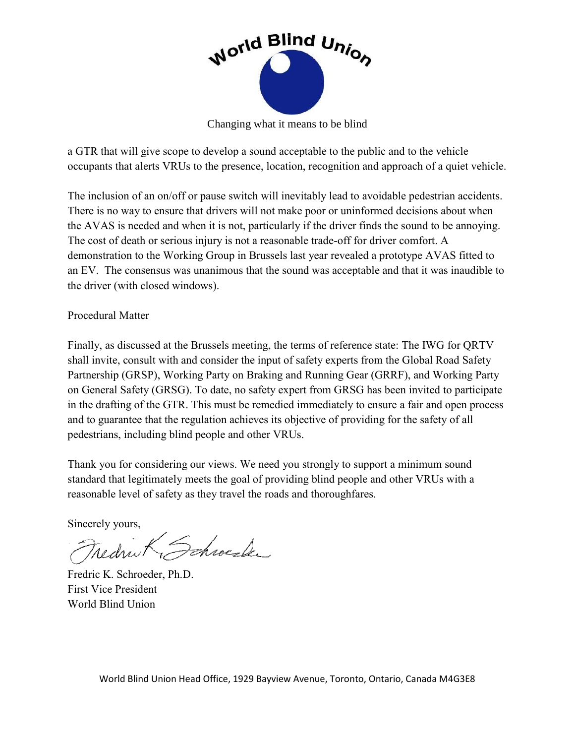a GTR that will give scope to develop a sound acceptable to the public and to the vehicle occupants that alerts VRUs to the presence, location, recognition and approach of a quiet vehicle.

The inclusion of an on/off or pause switch will inevitably lead to avoidable pedestrian accidents. There is no way to ensure that drivers will not make poor or uninformed decisions about when the AVAS is needed and when it is not, particularly if the driver finds the sound to be annoying. The cost of death or serious injury is not a reasonable trade-off for driver comfort. A demonstration to the Working Group in Brussels last year revealed a prototype AVAS fitted to an EV. The consensus was unanimous that the sound was acceptable and that it was inaudible to the driver (with closed windows).

Procedural Matter

Finally, as discussed at the Brussels meeting, the terms of reference state: The IWG for QRTV shall invite, consult with and consider the input of safety experts from the Global Road Safety Partnership (GRSP), Working Party on Braking and Running Gear (GRRF), and Working Party on General Safety (GRSG). To date, no safety expert from GRSG has been invited to participate in the drafting of the GTR. This must be remedied immediately to ensure a fair and open process and to guarantee that the regulation achieves its objective of providing for the safety of all pedestrians, including blind people and other VRUs.

Thank you for considering our views. We need you strongly to support a minimum sound standard that legitimately meets the goal of providing blind people and other VRUs with a reasonable level of safety as they travel the roads and thoroughfares.

Sincerely yours,

Fredric K. Schroeder, Ph.D.
First Vice President
World Blind Union